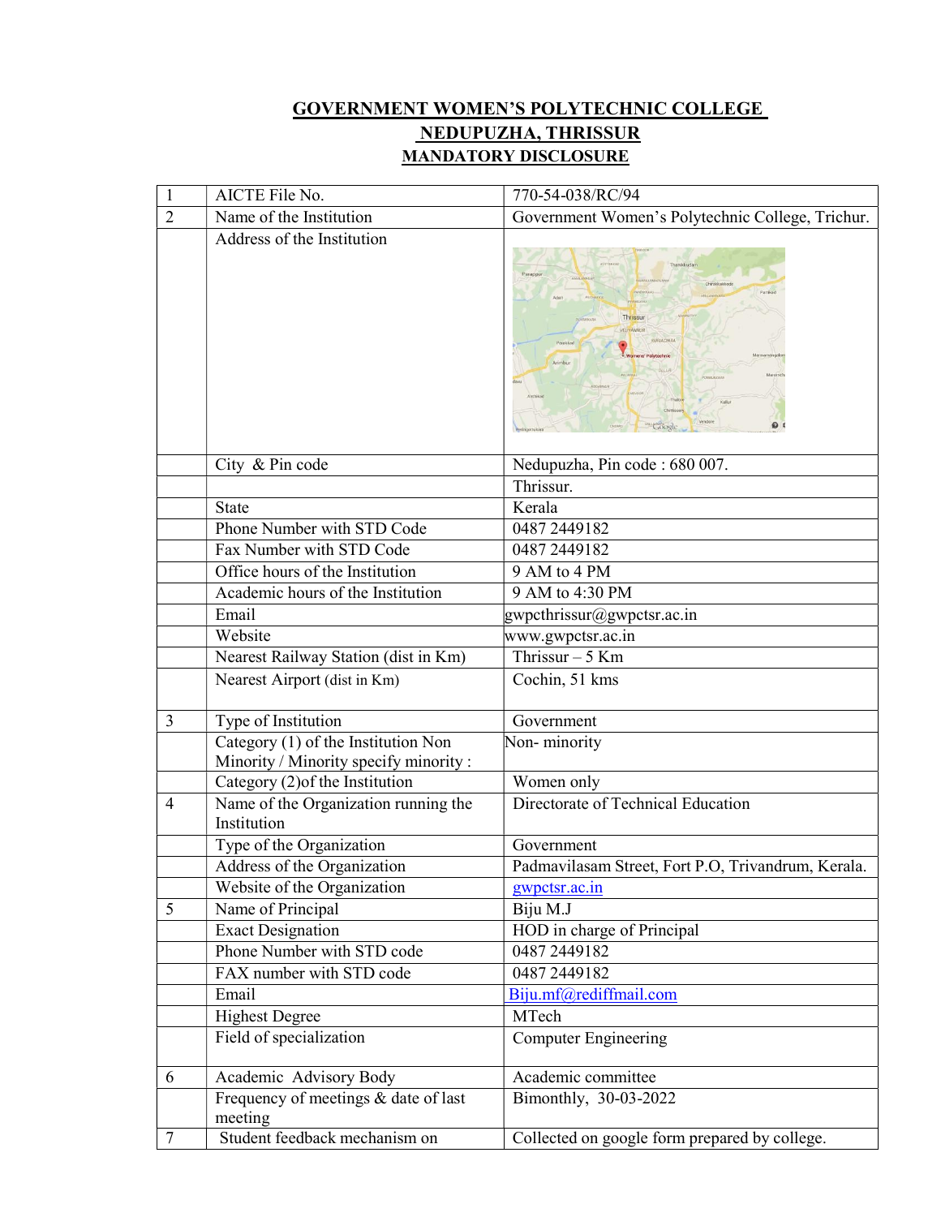# GOVERNMENT WOMEN'S POLYTECHNIC COLLEGE NEDUPUZHA, THRISSUR
## MANDATORY DISCLOSURE

| | | |
|---|---|---|
| 1 | AICTE File No. | 770-54-038/RC/94 |
| 2 | Name of the Institution | Government Women's Polytechnic College, Trichur. |
| | Address of the Institution | |
| | City & Pin code | Nedupuzha, Pin code : 680 007. |
| | | Thrissur. |
| | State | Kerala |
| | Phone Number with STD Code | 0487 2449182 |
| | Fax Number with STD Code | 0487 2449182 |
| | Office hours of the Institution | 9 AM to 4 PM |
| | Academic hours of the Institution | 9 AM to 4:30 PM |
| | Email | gwpcthrissur@gwpctsr.ac.in |
| | Website | www.gwpctsr.ac.in |
| | Nearest Railway Station (dist in Km) | Thrissur – 5 Km |
| | Nearest Airport (dist in Km) | Cochin, 51 kms |
| 3 | Type of Institution | Government |
| | Category (1) of the Institution Non Minority / Minority specify minority : | Non- minority |
| | Category (2)of the Institution | Women only |
| 4 | Name of the Organization running the Institution | Directorate of Technical Education |
| | Type of the Organization | Government |
| | Address of the Organization | Padmavilasam Street, Fort P.O, Trivandrum, Kerala. |
| | Website of the Organization | gwpctsr.ac.in |
| 5 | Name of Principal | Biju M.J |
| | Exact Designation | HOD in charge of Principal |
| | Phone Number with STD code | 0487 2449182 |
| | FAX number with STD code | 0487 2449182 |
| | Email | Biju.mf@rediffmail.com |
| | Highest Degree | MTech |
| | Field of specialization | Computer Engineering |
| 6 | Academic Advisory Body | Academic committee |
| | Frequency of meetings & date of last meeting | Bimonthly, 30-03-2022 |
| 7 | Student feedback mechanism on | Collected on google form prepared by college. |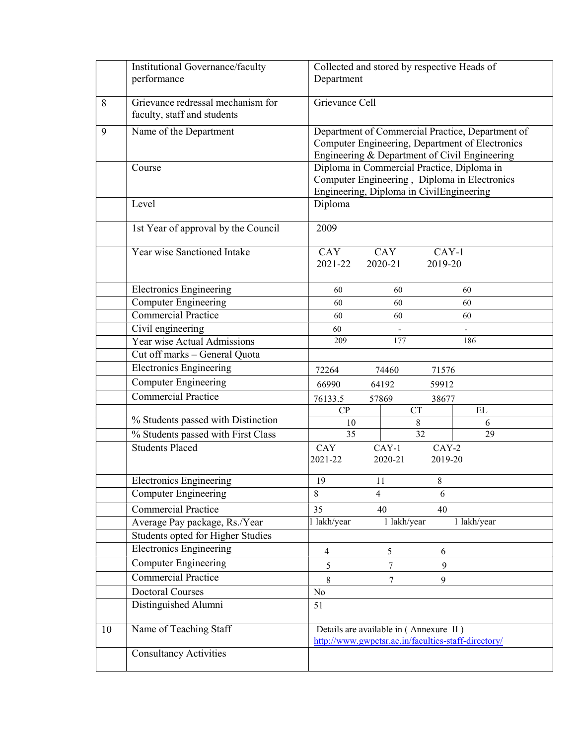| | | | | |
|---|---|---|---|---|
| | Institutional Governance/faculty performance | Collected and stored by respective Heads of Department | | |
| 8 | Grievance redressal mechanism for faculty, staff and students | Grievance Cell | | |
| 9 | Name of the Department | Department of Commercial Practice, Department of Computer Engineering, Department of Electronics Engineering & Department of Civil Engineering | | |
| | Course | Diploma in Commercial Practice, Diploma in Computer Engineering , Diploma in Electronics Engineering, Diploma in CivilEngineering | | |
| | Level | Diploma | | |
| | 1st Year of approval by the Council | 2009 | | |
| | Year wise Sanctioned Intake | CAY 2021-22 | CAY 2020-21 | CAY-1 2019-20 |
| | Electronics Engineering | 60 | 60 | 60 |
| | Computer Engineering | 60 | 60 | 60 |
| | Commercial Practice | 60 | 60 | 60 |
| | Civil engineering | 60 | - | - |
| | Year wise Actual Admissions | 209 | 177 | 186 |
| | Cut off marks – General Quota | | | |
| | Electronics Engineering | 72264 | 74460 | 71576 |
| | Computer Engineering | 66990 | 64192 | 59912 |
| | Commercial Practice | 76133.5 | 57869 | 38677 |
| | | CP | CT | EL |
| | % Students passed with Distinction | 10 | 8 | 6 |
| | % Students passed with First Class | 35 | 32 | 29 |
| | Students Placed | CAY 2021-22 | CAY-1 2020-21 | CAY-2 2019-20 |
| | Electronics Engineering | 19 | 11 | 8 |
| | Computer Engineering | 8 | 4 | 6 |
| | Commercial Practice | 35 | 40 | 40 |
| | Average Pay package, Rs./Year | 1 lakh/year | 1 lakh/year | 1 lakh/year |
| | Students opted for Higher Studies | | | |
| | Electronics Engineering | 4 | 5 | 6 |
| | Computer Engineering | 5 | 7 | 9 |
| | Commercial Practice | 8 | 7 | 9 |
| | Doctoral Courses | No | | |
| | Distinguished Alumni | 51 | | |
| 10 | Name of Teaching Staff | Details are available in ( Annexure II ) http://www.gwpctsr.ac.in/faculties-staff-directory/ | | |
| | Consultancy Activities | | | |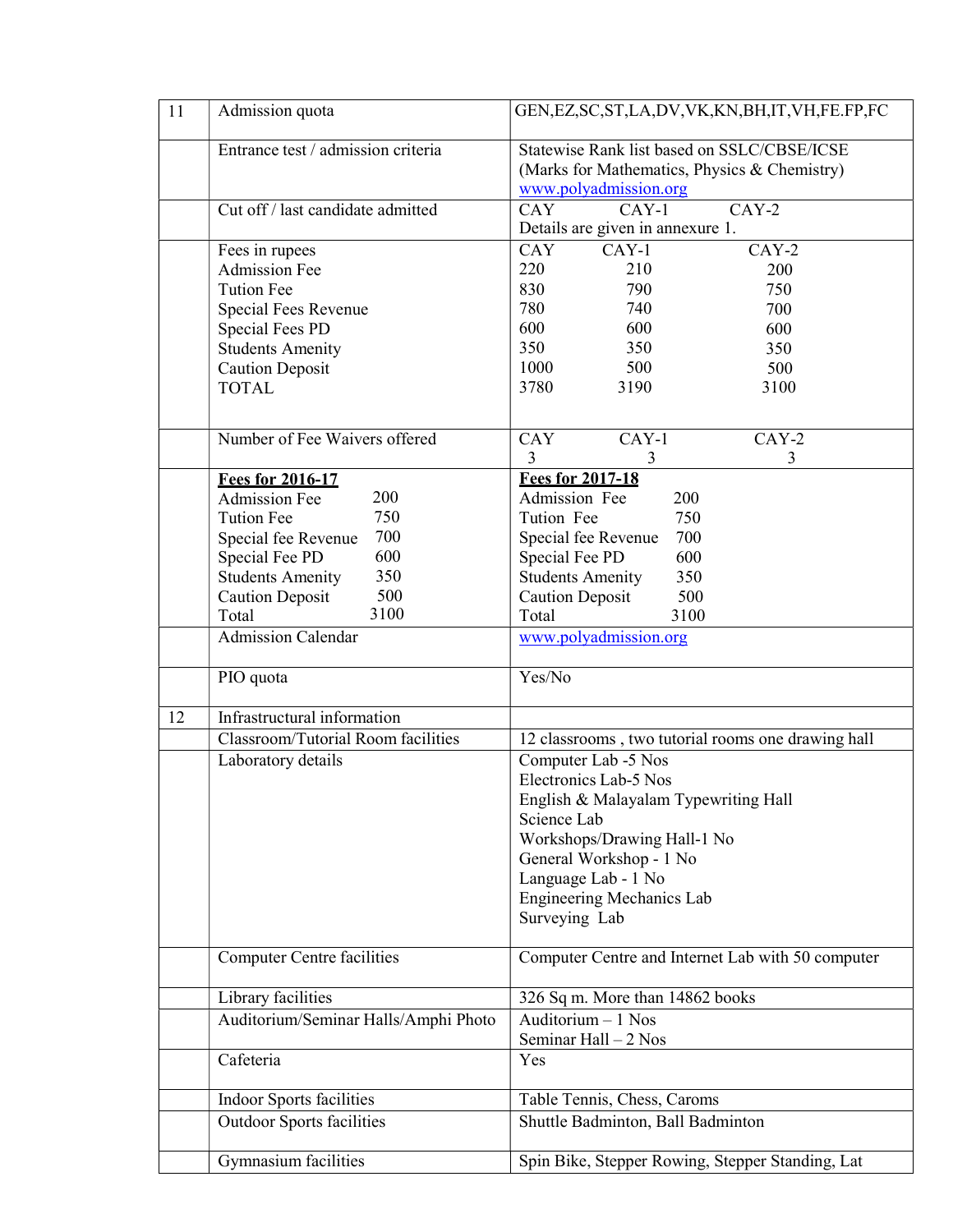| 11 | Admission quota | GEN,EZ,SC,ST,LA,DV,VK,KN,BH,IT,VH,FE.FP,FC |
|---|---|---|
| | Entrance test / admission criteria | Statewise Rank list based on SSLC/CBSE/ICSE (Marks for Mathematics, Physics & Chemistry) www.polyadmission.org |
| | Cut off / last candidate admitted | CAY CAY-1 CAY-2<br>Details are given in annexure 1. |
| | Fees in rupees<br>Admission Fee<br>Tution Fee<br>Special Fees Revenue<br>Special Fees PD<br>Students Amenity<br>Caution Deposit<br>TOTAL | CAY CAY-1 CAY-2<br>220 210 200<br>830 790 750<br>780 740 700<br>600 600 600<br>350 350 350<br>1000 500 500<br>3780 3190 3100 |
| | Number of Fee Waivers offered | CAY CAY-1 CAY-2<br>3 3 3 |
| | **<u>Fees for 2016-17</u>**<br>Admission Fee 200<br>Tution Fee 750<br>Special fee Revenue 700<br>Special Fee PD 600<br>Students Amenity 350<br>Caution Deposit 500<br>Total 3100 | **<u>Fees for 2017-18</u>**<br>Admission Fee 200<br>Tution Fee 750<br>Special fee Revenue 700<br>Special Fee PD 600<br>Students Amenity 350<br>Caution Deposit 500<br>Total 3100 |
| | Admission Calendar | www.polyadmission.org |
| | PIO quota | Yes/No |
| 12 | Infrastructural information | |
| | Classroom/Tutorial Room facilities | 12 classrooms , two tutorial rooms one drawing hall |
| | Laboratory details | Computer Lab -5 Nos<br>Electronics Lab-5 Nos<br>English & Malayalam Typewriting Hall<br>Science Lab<br>Workshops/Drawing Hall-1 No<br>General Workshop - 1 No<br>Language Lab - 1 No<br>Engineering Mechanics Lab<br>Surveying Lab |
| | Computer Centre facilities | Computer Centre and Internet Lab with 50 computer |
| | Library facilities | 326 Sq m. More than 14862 books |
| | Auditorium/Seminar Halls/Amphi Photo | Auditorium – 1 Nos<br>Seminar Hall – 2 Nos |
| | Cafeteria | Yes |
| | Indoor Sports facilities | Table Tennis, Chess, Caroms |
| | Outdoor Sports facilities | Shuttle Badminton, Ball Badminton |
| | Gymnasium facilities | Spin Bike, Stepper Rowing, Stepper Standing, Lat |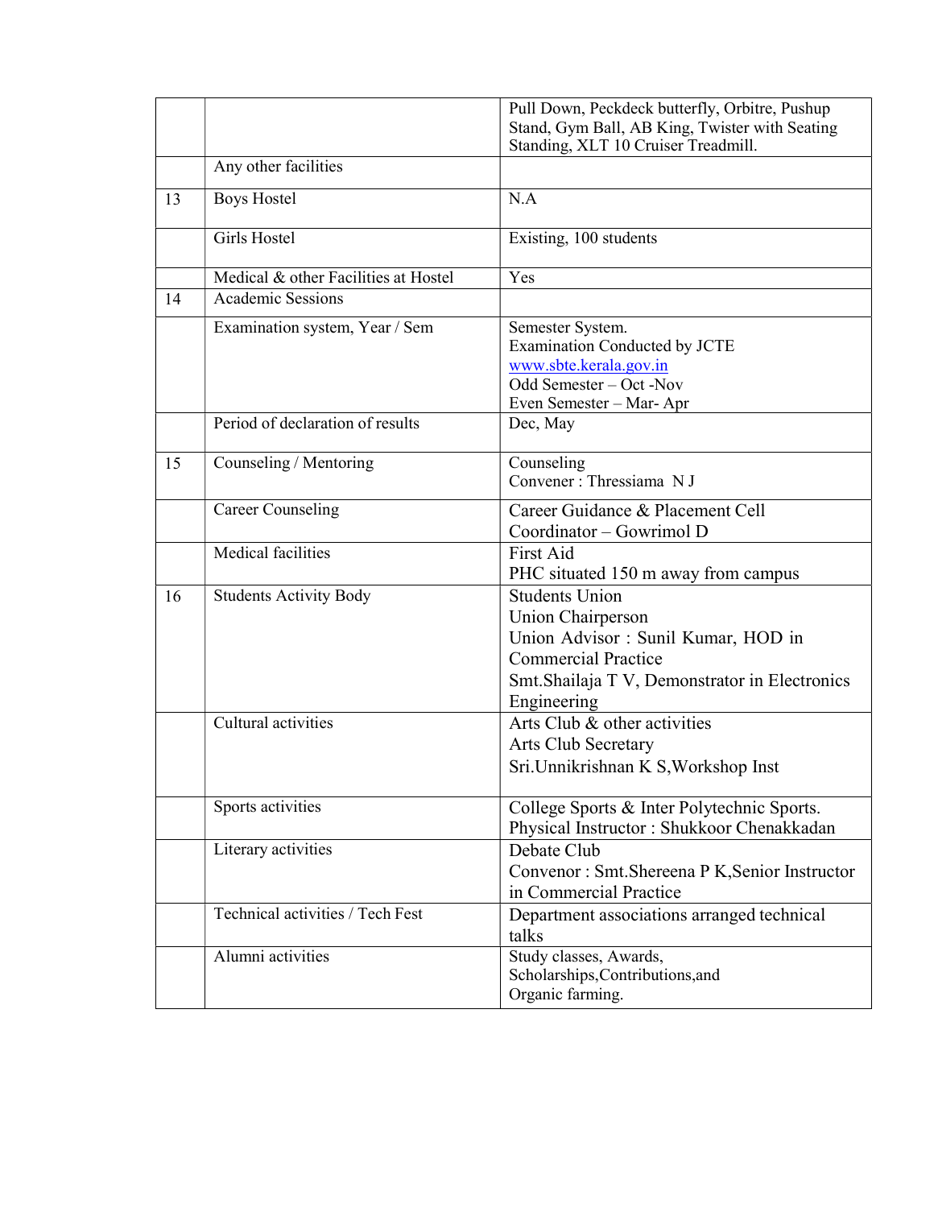| | | |
|---|---|---|
| | | Pull Down, Peckdeck butterfly, Orbitre, Pushup Stand, Gym Ball, AB King, Twister with Seating Standing, XLT 10 Cruiser Treadmill. |
| | Any other facilities | |
| 13 | Boys Hostel | N.A |
| | Girls Hostel | Existing, 100 students |
| | Medical & other Facilities at Hostel | Yes |
| 14 | Academic Sessions | |
| | Examination system, Year / Sem | Semester System.<br>Examination Conducted by JCTE<br>www.sbte.kerala.gov.in<br>Odd Semester – Oct -Nov<br>Even Semester – Mar- Apr |
| | Period of declaration of results | Dec, May |
| 15 | Counseling / Mentoring | Counseling<br>Convener : Thressiama N J |
| | Career Counseling | Career Guidance & Placement Cell<br>Coordinator – Gowrimol D |
| | Medical facilities | First Aid<br>PHC situated 150 m away from campus |
| 16 | Students Activity Body | Students Union<br>Union Chairperson<br>Union Advisor : Sunil Kumar, HOD in Commercial Practice<br>Smt.Shailaja T V, Demonstrator in Electronics Engineering |
| | Cultural activities | Arts Club & other activities<br>Arts Club Secretary<br>Sri.Unnikrishnan K S,Workshop Inst |
| | Sports activities | College Sports & Inter Polytechnic Sports.<br>Physical Instructor : Shukkoor Chenakkadan |
| | Literary activities | Debate Club<br>Convenor : Smt.Shereena P K,Senior Instructor in Commercial Practice |
| | Technical activities / Tech Fest | Department associations arranged technical talks |
| | Alumni activities | Study classes, Awards, Scholarships,Contributions,and Organic farming. |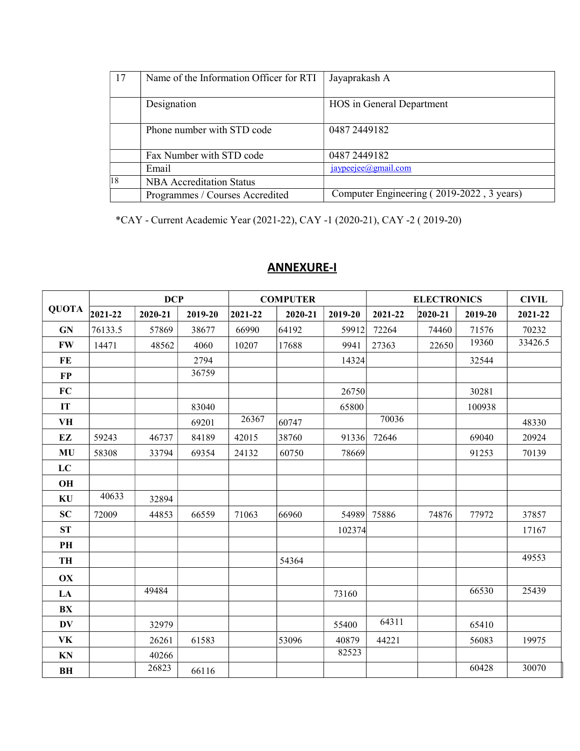| 17 | Name of the Information Officer for RTI | Jayaprakash A |
|---|---|---|
| | Designation | HOS in General Department |
| | Phone number with STD code | 0487 2449182 |
| | Fax Number with STD code | 0487 2449182 |
| | Email | jaypeejee@gmail.com |
| 18 | NBA Accreditation Status | |
| | Programmes / Courses Accredited | Computer Engineering ( 2019-2022 , 3 years) |

*CAY - Current Academic Year (2021-22), CAY -1 (2020-21), CAY -2 ( 2019-20)

## ANNEXURE-I

| QUOTA | DCP | | | COMPUTER | | | ELECTRONICS | | | CIVIL |
|---|---|---|---|---|---|---|---|---|---|---|
| | 2021-22 | 2020-21 | 2019-20 | 2021-22 | 2020-21 | 2019-20 | 2021-22 | 2020-21 | 2019-20 | 2021-22 |
| GN | 76133.5 | 57869 | 38677 | 66990 | 64192 | 59912 | 72264 | 74460 | 71576 | 70232 |
| FW | 14471 | 48562 | 4060 | 10207 | 17688 | 9941 | 27363 | 22650 | 19360 | 33426.5 |
| FE | | | 2794 | | | 14324 | | | 32544 | |
| FP | | | 36759 | | | | | | | |
| FC | | | | | | 26750 | | | 30281 | |
| IT | | | 83040 | | | 65800 | | | 100938 | |
| VH | | | 69201 | 26367 | 60747 | | 70036 | | | 48330 |
| EZ | 59243 | 46737 | 84189 | 42015 | 38760 | 91336 | 72646 | | 69040 | 20924 |
| MU | 58308 | 33794 | 69354 | 24132 | 60750 | 78669 | | | 91253 | 70139 |
| LC | | | | | | | | | | |
| OH | | | | | | | | | | |
| KU | 40633 | 32894 | | | | | | | | |
| SC | 72009 | 44853 | 66559 | 71063 | 66960 | 54989 | 75886 | 74876 | 77972 | 37857 |
| ST | | | | | | 102374 | | | | 17167 |
| PH | | | | | | | | | | |
| TH | | | | | 54364 | | | | | 49553 |
| OX | | | | | | | | | | |
| LA | | 49484 | | | | 73160 | | | 66530 | 25439 |
| BX | | | | | | | | | | |
| DV | | 32979 | | | | 55400 | 64311 | | 65410 | |
| VK | | 26261 | 61583 | | 53096 | 40879 | 44221 | | 56083 | 19975 |
| KN | | 40266 | | | | 82523 | | | | |
| BH | | 26823 | 66116 | | | | | | 60428 | 30070 |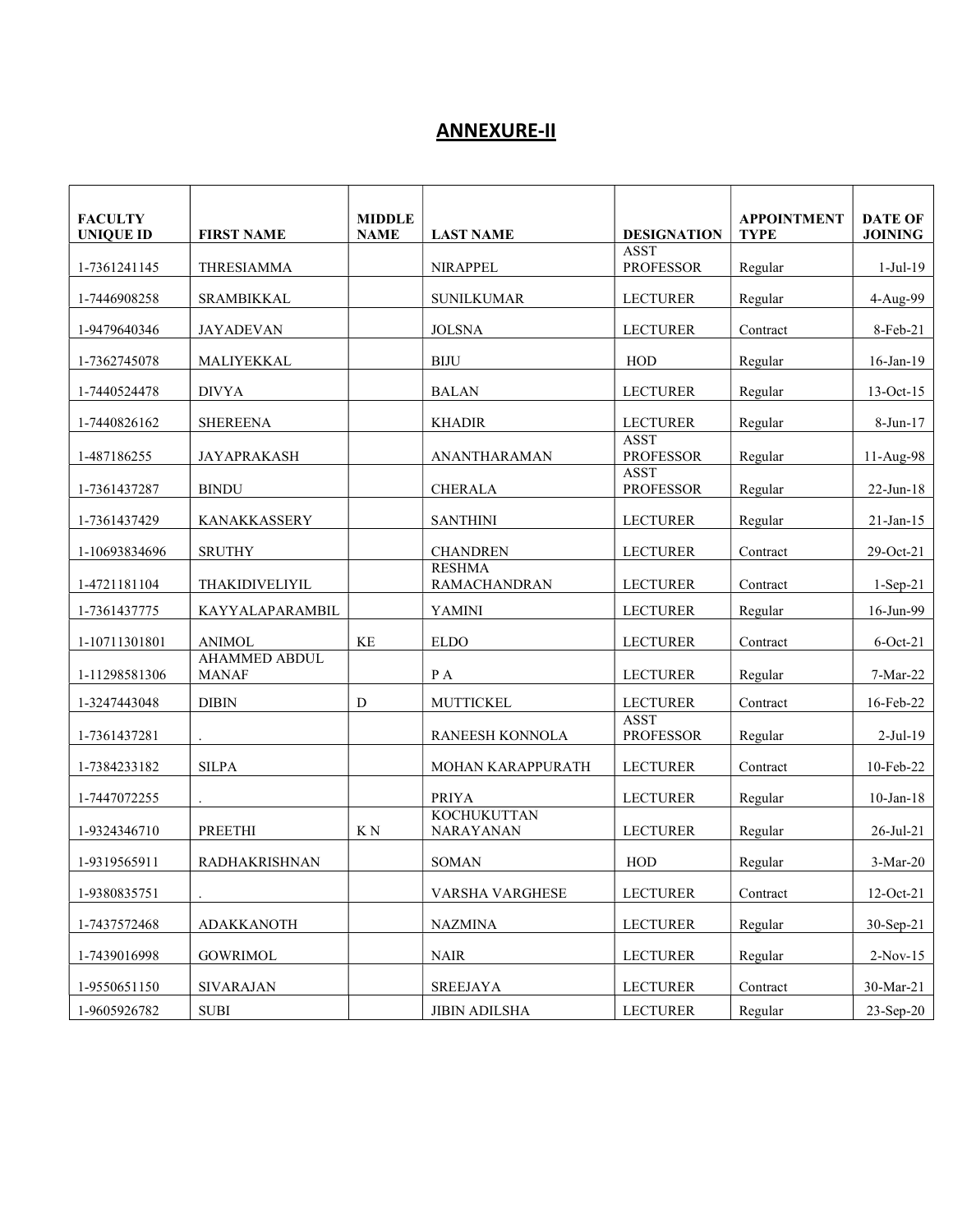# ANNEXURE-II

| FACULTY UNIQUE ID | FIRST NAME | MIDDLE NAME | LAST NAME | DESIGNATION | APPOINTMENT TYPE | DATE OF JOINING |
|---|---|---|---|---|---|---|
| 1-7361241145 | THRESIAMMA | | NIRAPPEL | ASST PROFESSOR | Regular | 1-Jul-19 |
| 1-7446908258 | SRAMBIKKAL | | SUNILKUMAR | LECTURER | Regular | 4-Aug-99 |
| 1-9479640346 | JAYADEVAN | | JOLSNA | LECTURER | Contract | 8-Feb-21 |
| 1-7362745078 | MALIYEKKAL | | BIJU | HOD | Regular | 16-Jan-19 |
| 1-7440524478 | DIVYA | | BALAN | LECTURER | Regular | 13-Oct-15 |
| 1-7440826162 | SHEREENA | | KHADIR | LECTURER | Regular | 8-Jun-17 |
| 1-487186255 | JAYAPRAKASH | | ANANTHARAMAN | ASST PROFESSOR | Regular | 11-Aug-98 |
| 1-7361437287 | BINDU | | CHERALA | ASST PROFESSOR | Regular | 22-Jun-18 |
| 1-7361437429 | KANAKKASSERY | | SANTHINI | LECTURER | Regular | 21-Jan-15 |
| 1-10693834696 | SRUTHY | | CHANDREN | LECTURER | Contract | 29-Oct-21 |
| 1-4721181104 | THAKIDIVELIYIL | | RESHMA RAMACHANDRAN | LECTURER | Contract | 1-Sep-21 |
| 1-7361437775 | KAYYALAPARAMBIL | | YAMINI | LECTURER | Regular | 16-Jun-99 |
| 1-10711301801 | ANIMOL | KE | ELDO | LECTURER | Contract | 6-Oct-21 |
| 1-11298581306 | AHAMMED ABDUL MANAF | | P A | LECTURER | Regular | 7-Mar-22 |
| 1-3247443048 | DIBIN | D | MUTTICKEL | LECTURER | Contract | 16-Feb-22 |
| 1-7361437281 | . | | RANEESH KONNOLA | ASST PROFESSOR | Regular | 2-Jul-19 |
| 1-7384233182 | SILPA | | MOHAN KARAPPURATH | LECTURER | Contract | 10-Feb-22 |
| 1-7447072255 | . | | PRIYA | LECTURER | Regular | 10-Jan-18 |
| 1-9324346710 | PREETHI | K N | KOCHUKUTTAN NARAYANAN | LECTURER | Regular | 26-Jul-21 |
| 1-9319565911 | RADHAKRISHNAN | | SOMAN | HOD | Regular | 3-Mar-20 |
| 1-9380835751 | . | | VARSHA VARGHESE | LECTURER | Contract | 12-Oct-21 |
| 1-7437572468 | ADAKKANOTH | | NAZMINA | LECTURER | Regular | 30-Sep-21 |
| 1-7439016998 | GOWRIMOL | | NAIR | LECTURER | Regular | 2-Nov-15 |
| 1-9550651150 | SIVARAJAN | | SREEJAYA | LECTURER | Contract | 30-Mar-21 |
| 1-9605926782 | SUBI | | JIBIN ADILSHA | LECTURER | Regular | 23-Sep-20 |